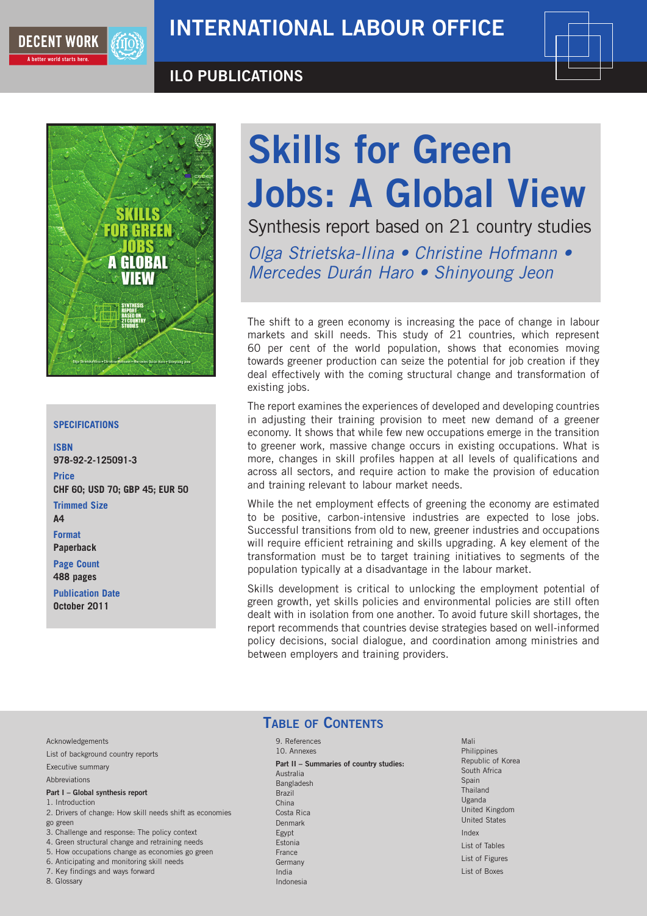# INTERNATIONAL LABOUR OFFICE

## ILO PUBLICATIONS

# Skills for Green Jobs: A Global View

Synthesis report based on 21 country studies

*Olga Strietska-Ilina • Christine Hofmann • Mercedes Durán Haro • Shinyoung Jeon*

The shift to a green economy is increasing the pace of change in labour markets and skill needs. This study of 21 countries, which represent 60 per cent of the world population, shows that economies moving towards greener production can seize the potential for job creation if they deal effectively with the coming structural change and transformation of existing jobs.

The report examines the experiences of developed and developing countries in adjusting their training provision to meet new demand of a greener economy. It shows that while few new occupations emerge in the transition to greener work, massive change occurs in existing occupations. What is more, changes in skill profiles happen at all levels of qualifications and across all sectors, and require action to make the provision of education and training relevant to labour market needs.

While the net employment effects of greening the economy are estimated to be positive, carbon-intensive industries are expected to lose jobs. Successful transitions from old to new, greener industries and occupations will require efficient retraining and skills upgrading. A key element of the transformation must be to target training initiatives to segments of the population typically at a disadvantage in the labour market.

Skills development is critical to unlocking the employment potential of green growth, yet skills policies and environmental policies are still often dealt with in isolation from one another. To avoid future skill shortages, the report recommends that countries devise strategies based on well-informed policy decisions, social dialogue, and coordination among ministries and between employers and training providers.

### SPECIFICATIONS

**ISBN**
**978-92-2-125091-3**

**Price**
**CHF 60; USD 70; GBP 45; EUR 50**

**Trimmed Size**
**A4**

**Format**
**Paperback**

**Page Count**
**488 pages**

**Publication Date**
**October 2011**

## TABLE OF CONTENTS

Acknowledgements
List of background country reports
Executive summary
Abbreviations

**Part I – Global synthesis report**
1. Introduction
2. Drivers of change: How skill needs shift as economies go green
3. Challenge and response: The policy context
4. Green structural change and retraining needs
5. How occupations change as economies go green
6. Anticipating and monitoring skill needs
7. Key findings and ways forward
8. Glossary
9. References
10. Annexes

**Part II – Summaries of country studies:**
Australia
Bangladesh
Brazil
China
Costa Rica
Denmark
Egypt
Estonia
France
Germany
India
Indonesia
Mali
Philippines
Republic of Korea
South Africa
Spain
Thailand
Uganda
United Kingdom
United States

Index
List of Tables
List of Figures
List of Boxes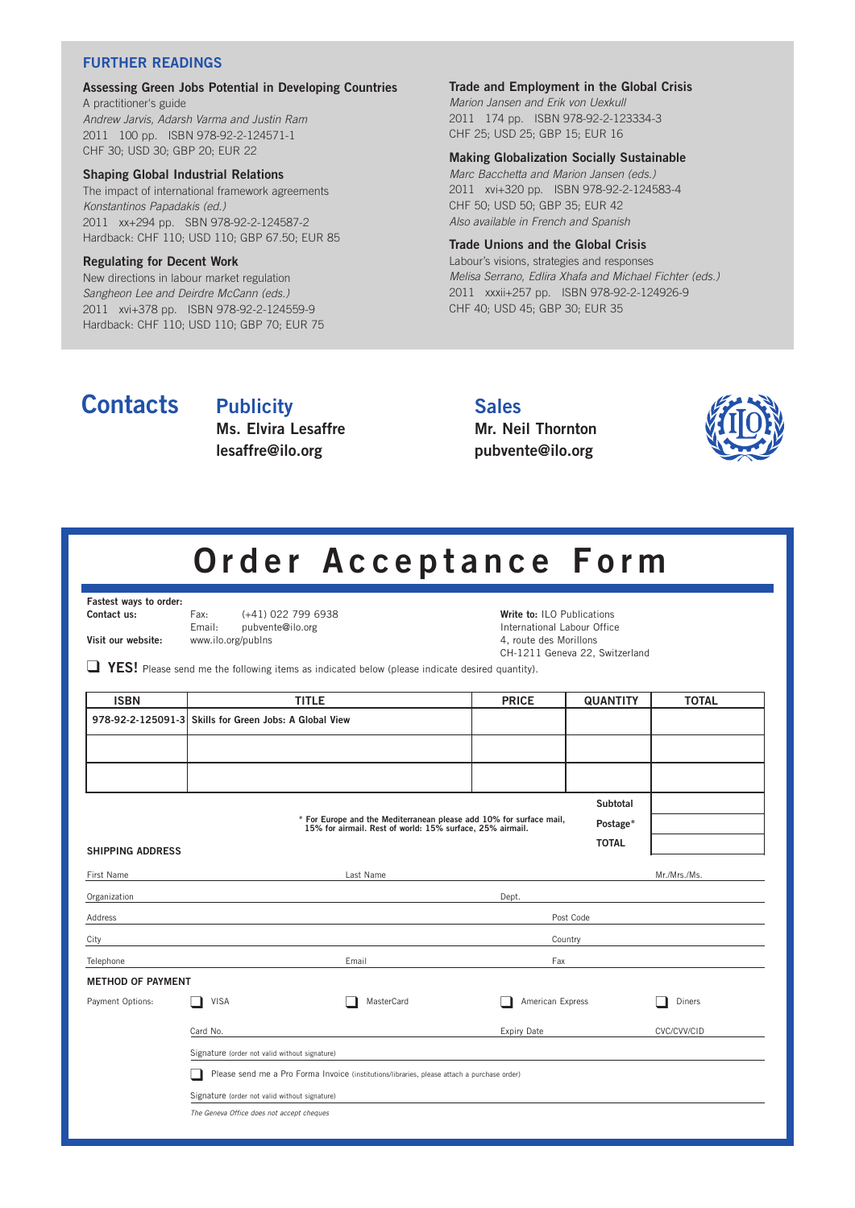## FURTHER READINGS

**Assessing Green Jobs Potential in Developing Countries**
A practitioner's guide
*Andrew Jarvis, Adarsh Varma and Justin Ram*
2011 100 pp. ISBN 978-92-2-124571-1
CHF 30; USD 30; GBP 20; EUR 22

**Shaping Global Industrial Relations**
The impact of international framework agreements
*Konstantinos Papadakis (ed.)*
2011 xx+294 pp. SBN 978-92-2-124587-2
Hardback: CHF 110; USD 110; GBP 67.50; EUR 85

**Regulating for Decent Work**
New directions in labour market regulation
*Sangheon Lee and Deirdre McCann (eds.)*
2011 xvi+378 pp. ISBN 978-92-2-124559-9
Hardback: CHF 110; USD 110; GBP 70; EUR 75

**Trade and Employment in the Global Crisis**
*Marion Jansen and Erik von Uexkull*
2011 174 pp. ISBN 978-92-2-123334-3
CHF 25; USD 25; GBP 15; EUR 16

**Making Globalization Socially Sustainable**
*Marc Bacchetta and Marion Jansen (eds.)*
2011 xvi+320 pp. ISBN 978-92-2-124583-4
CHF 50; USD 50; GBP 35; EUR 42
*Also available in French and Spanish*

**Trade Unions and the Global Crisis**
Labour's visions, strategies and responses
*Melisa Serrano, Edlira Xhafa and Michael Fichter (eds.)*
2011 xxxii+257 pp. ISBN 978-92-2-124926-9
CHF 40; USD 45; GBP 30; EUR 35

## Contacts

**Publicity**
**Ms. Elvira Lesaffre**
**lesaffre@ilo.org**

**Sales**
**Mr. Neil Thornton**
**pubvente@ilo.org**

# Order Acceptance Form

**Fastest ways to order:**
**Contact us:** Fax: (+41) 022 799 6938
Email: pubvente@ilo.org
**Visit our website:** www.ilo.org/publns

**Write to:** ILO Publications
International Labour Office
4, route des Morillons
CH-1211 Geneva 22, Switzerland

☐ **YES!** Please send me the following items as indicated below (please indicate desired quantity).

| ISBN | TITLE | PRICE | QUANTITY | TOTAL |
|---|---|---|---|---|
| 978-92-2-125091-3 | Skills for Green Jobs: A Global View | | | |
| | | | | |
| | | | | |
| | | | Subtotal | |
| | | | Postage* | |
| | | | TOTAL | |

\* For Europe and the Mediterranean please add 10% for surface mail, 15% for airmail. Rest of world: 15% surface, 25% airmail.

**SHIPPING ADDRESS**

First Name ______ Last Name ______ Mr./Mrs./Ms. ______

Organization ______ Dept. ______

Address ______ Post Code ______

City ______ Country ______

Telephone ______ Email ______ Fax ______

**METHOD OF PAYMENT**

Payment Options: ☐ VISA ☐ MasterCard ☐ American Express ☐ Diners

Card No. ______ Expiry Date ______ CVC/CVV/CID ______

Signature (order not valid without signature) ______

☐ Please send me a Pro Forma Invoice (institutions/libraries, please attach a purchase order)

Signature (order not valid without signature) ______

*The Geneva Office does not accept cheques*